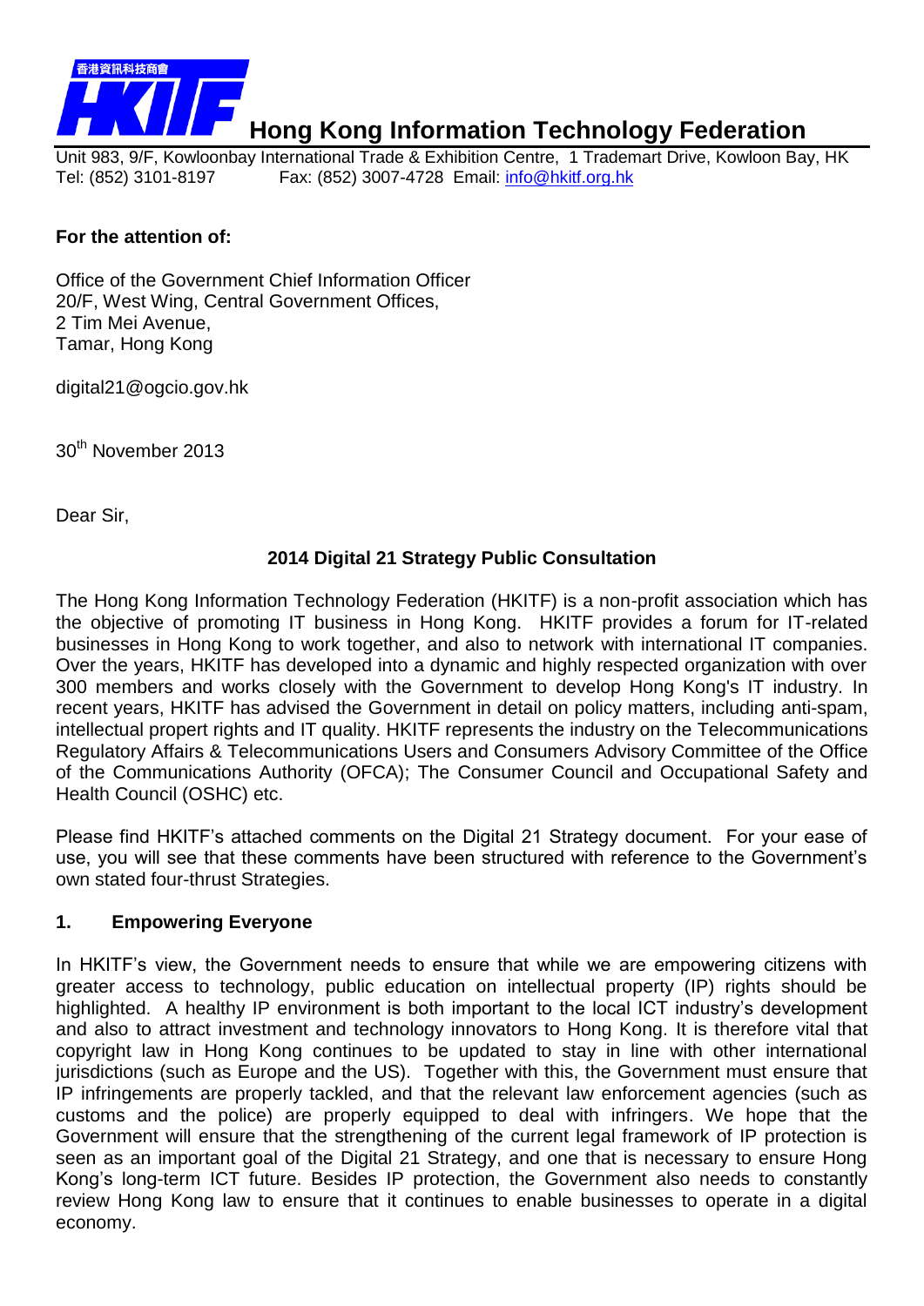**香港資訊科技商會**

# Hong Kong Information Technology Federation

Unit 983, 9/F, Kowloonbay International Trade & Exhibition Centre, 1 Trademart Drive, Kowloon Bay, HK
Tel: (852) 3101-8197 Fax: (852) 3007-4728 Email: info@hkitf.org.hk

**For the attention of:**

Office of the Government Chief Information Officer
20/F, West Wing, Central Government Offices,
2 Tim Mei Avenue,
Tamar, Hong Kong

digital21@ogcio.gov.hk

30th November 2013

Dear Sir,

**2014 Digital 21 Strategy Public Consultation**

The Hong Kong Information Technology Federation (HKITF) is a non-profit association which has the objective of promoting IT business in Hong Kong. HKITF provides a forum for IT-related businesses in Hong Kong to work together, and also to network with international IT companies. Over the years, HKITF has developed into a dynamic and highly respected organization with over 300 members and works closely with the Government to develop Hong Kong's IT industry. In recent years, HKITF has advised the Government in detail on policy matters, including anti-spam, intellectual propert rights and IT quality. HKITF represents the industry on the Telecommunications Regulatory Affairs & Telecommunications Users and Consumers Advisory Committee of the Office of the Communications Authority (OFCA); The Consumer Council and Occupational Safety and Health Council (OSHC) etc.

Please find HKITF's attached comments on the Digital 21 Strategy document. For your ease of use, you will see that these comments have been structured with reference to the Government's own stated four-thrust Strategies.

## 1. Empowering Everyone

In HKITF's view, the Government needs to ensure that while we are empowering citizens with greater access to technology, public education on intellectual property (IP) rights should be highlighted. A healthy IP environment is both important to the local ICT industry's development and also to attract investment and technology innovators to Hong Kong. It is therefore vital that copyright law in Hong Kong continues to be updated to stay in line with other international jurisdictions (such as Europe and the US). Together with this, the Government must ensure that IP infringements are properly tackled, and that the relevant law enforcement agencies (such as customs and the police) are properly equipped to deal with infringers. We hope that the Government will ensure that the strengthening of the current legal framework of IP protection is seen as an important goal of the Digital 21 Strategy, and one that is necessary to ensure Hong Kong's long-term ICT future. Besides IP protection, the Government also needs to constantly review Hong Kong law to ensure that it continues to enable businesses to operate in a digital economy.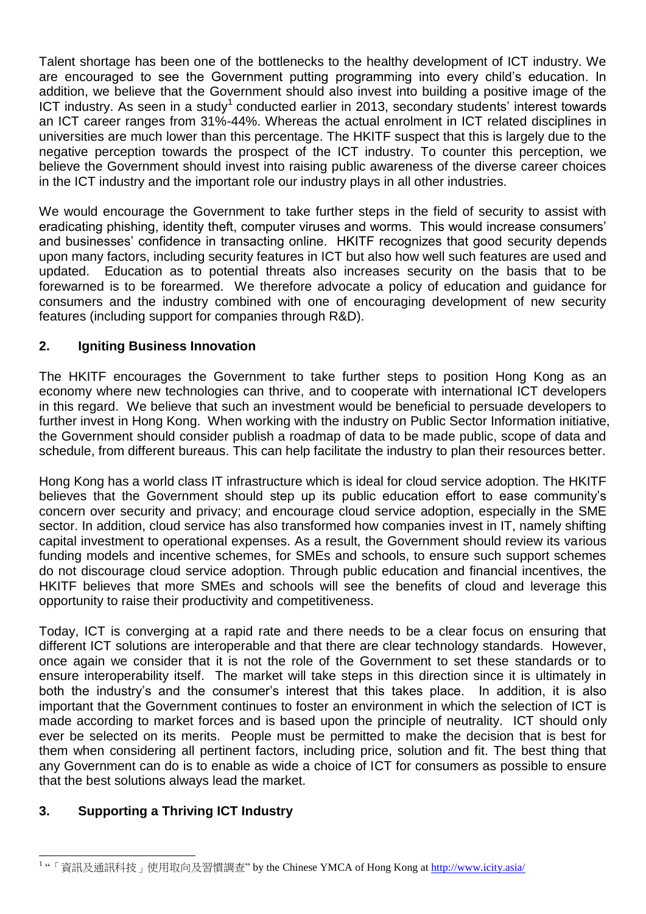Talent shortage has been one of the bottlenecks to the healthy development of ICT industry. We are encouraged to see the Government putting programming into every child's education. In addition, we believe that the Government should also invest into building a positive image of the ICT industry. As seen in a study[1] conducted earlier in 2013, secondary students' interest towards an ICT career ranges from 31%-44%. Whereas the actual enrolment in ICT related disciplines in universities are much lower than this percentage. The HKITF suspect that this is largely due to the negative perception towards the prospect of the ICT industry. To counter this perception, we believe the Government should invest into raising public awareness of the diverse career choices in the ICT industry and the important role our industry plays in all other industries.

We would encourage the Government to take further steps in the field of security to assist with eradicating phishing, identity theft, computer viruses and worms. This would increase consumers' and businesses' confidence in transacting online. HKITF recognizes that good security depends upon many factors, including security features in ICT but also how well such features are used and updated. Education as to potential threats also increases security on the basis that to be forewarned is to be forearmed. We therefore advocate a policy of education and guidance for consumers and the industry combined with one of encouraging development of new security features (including support for companies through R&D).

## 2. Igniting Business Innovation

The HKITF encourages the Government to take further steps to position Hong Kong as an economy where new technologies can thrive, and to cooperate with international ICT developers in this regard. We believe that such an investment would be beneficial to persuade developers to further invest in Hong Kong. When working with the industry on Public Sector Information initiative, the Government should consider publish a roadmap of data to be made public, scope of data and schedule, from different bureaus. This can help facilitate the industry to plan their resources better.

Hong Kong has a world class IT infrastructure which is ideal for cloud service adoption. The HKITF believes that the Government should step up its public education effort to ease community's concern over security and privacy; and encourage cloud service adoption, especially in the SME sector. In addition, cloud service has also transformed how companies invest in IT, namely shifting capital investment to operational expenses. As a result, the Government should review its various funding models and incentive schemes, for SMEs and schools, to ensure such support schemes do not discourage cloud service adoption. Through public education and financial incentives, the HKITF believes that more SMEs and schools will see the benefits of cloud and leverage this opportunity to raise their productivity and competitiveness.

Today, ICT is converging at a rapid rate and there needs to be a clear focus on ensuring that different ICT solutions are interoperable and that there are clear technology standards. However, once again we consider that it is not the role of the Government to set these standards or to ensure interoperability itself. The market will take steps in this direction since it is ultimately in both the industry's and the consumer's interest that this takes place. In addition, it is also important that the Government continues to foster an environment in which the selection of ICT is made according to market forces and is based upon the principle of neutrality. ICT should only ever be selected on its merits. People must be permitted to make the decision that is best for them when considering all pertinent factors, including price, solution and fit. The best thing that any Government can do is to enable as wide a choice of ICT for consumers as possible to ensure that the best solutions always lead the market.

## 3. Supporting a Thriving ICT Industry

---

[1] "「資訊及通訊科技」使用取向及習慣調查" by the Chinese YMCA of Hong Kong at http://www.icity.asia/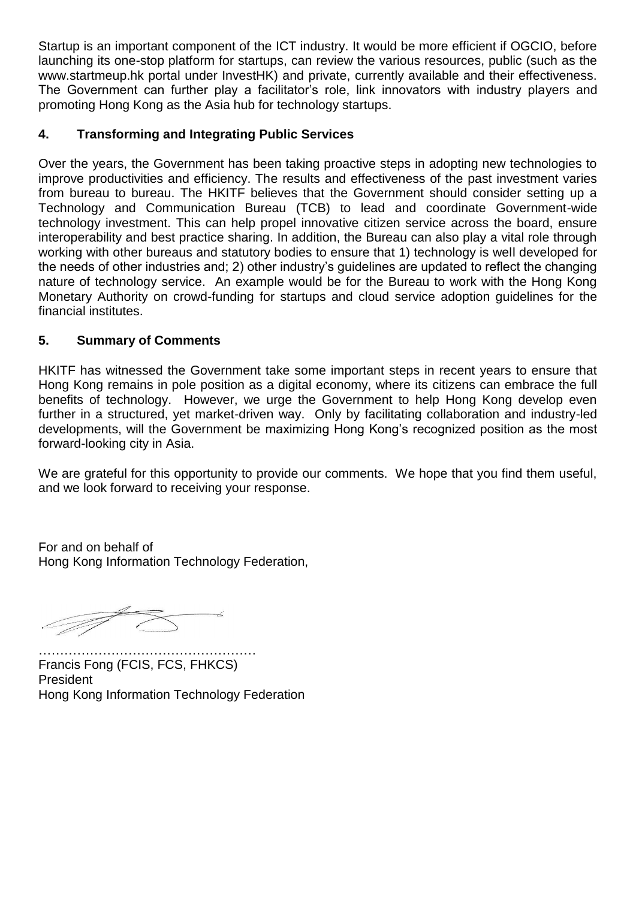Startup is an important component of the ICT industry. It would be more efficient if OGCIO, before launching its one-stop platform for startups, can review the various resources, public (such as the www.startmeup.hk portal under InvestHK) and private, currently available and their effectiveness. The Government can further play a facilitator's role, link innovators with industry players and promoting Hong Kong as the Asia hub for technology startups.

## 4. Transforming and Integrating Public Services

Over the years, the Government has been taking proactive steps in adopting new technologies to improve productivities and efficiency. The results and effectiveness of the past investment varies from bureau to bureau. The HKITF believes that the Government should consider setting up a Technology and Communication Bureau (TCB) to lead and coordinate Government-wide technology investment. This can help propel innovative citizen service across the board, ensure interoperability and best practice sharing. In addition, the Bureau can also play a vital role through working with other bureaus and statutory bodies to ensure that 1) technology is well developed for the needs of other industries and; 2) other industry's guidelines are updated to reflect the changing nature of technology service. An example would be for the Bureau to work with the Hong Kong Monetary Authority on crowd-funding for startups and cloud service adoption guidelines for the financial institutes.

## 5. Summary of Comments

HKITF has witnessed the Government take some important steps in recent years to ensure that Hong Kong remains in pole position as a digital economy, where its citizens can embrace the full benefits of technology. However, we urge the Government to help Hong Kong develop even further in a structured, yet market-driven way. Only by facilitating collaboration and industry-led developments, will the Government be maximizing Hong Kong's recognized position as the most forward-looking city in Asia.

We are grateful for this opportunity to provide our comments. We hope that you find them useful, and we look forward to receiving your response.

For and on behalf of
Hong Kong Information Technology Federation,

……………………………………………
Francis Fong (FCIS, FCS, FHKCS)
President
Hong Kong Information Technology Federation